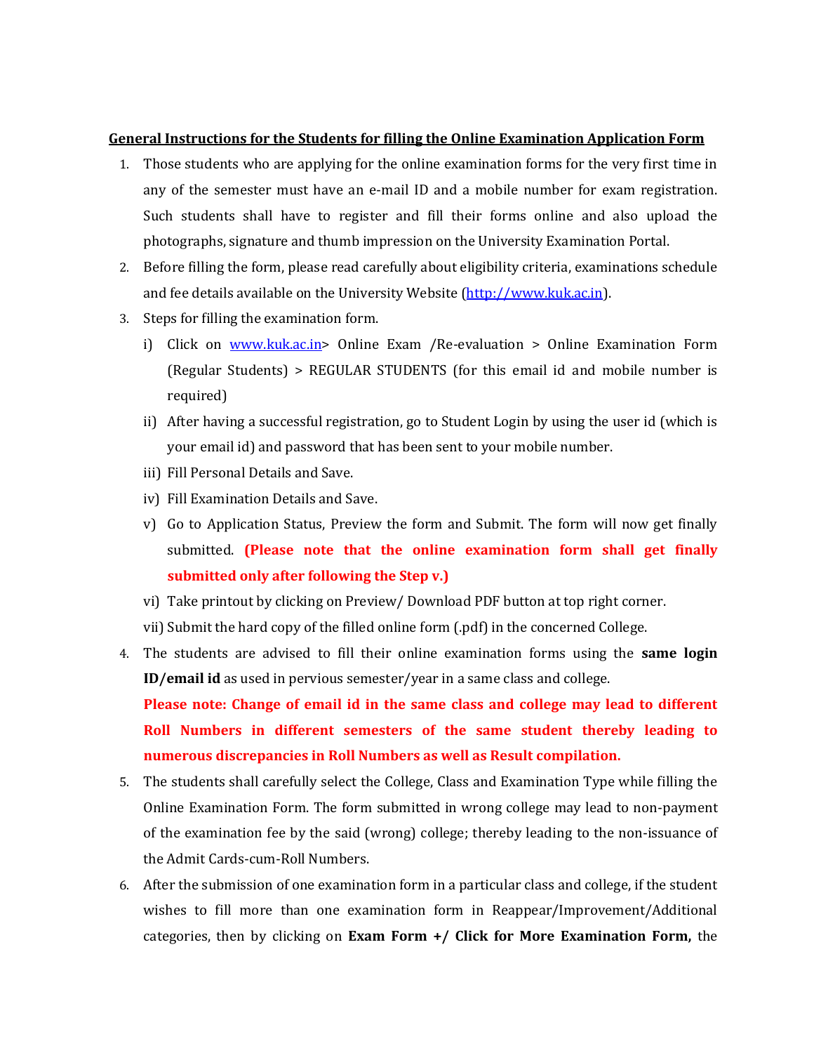**<u>General Instructions for the Students for filling the Online Examination Application Form</u>**

1. Those students who are applying for the online examination forms for the very first time in any of the semester must have an e-mail ID and a mobile number for exam registration. Such students shall have to register and fill their forms online and also upload the photographs, signature and thumb impression on the University Examination Portal.
2. Before filling the form, please read carefully about eligibility criteria, examinations schedule and fee details available on the University Website (http://www.kuk.ac.in).
3. Steps for filling the examination form.
   i) Click on www.kuk.ac.in> Online Exam /Re-evaluation > Online Examination Form (Regular Students) > REGULAR STUDENTS (for this email id and mobile number is required)
   ii) After having a successful registration, go to Student Login by using the user id (which is your email id) and password that has been sent to your mobile number.
   iii) Fill Personal Details and Save.
   iv) Fill Examination Details and Save.
   v) Go to Application Status, Preview the form and Submit. The form will now get finally submitted. **(Please note that the online examination form shall get finally submitted only after following the Step v.)**
   vi) Take printout by clicking on Preview/ Download PDF button at top right corner.
   vii) Submit the hard copy of the filled online form (.pdf) in the concerned College.
4. The students are advised to fill their online examination forms using the **same login ID/email id** as used in pervious semester/year in a same class and college.
   **Please note: Change of email id in the same class and college may lead to different Roll Numbers in different semesters of the same student thereby leading to numerous discrepancies in Roll Numbers as well as Result compilation.**
5. The students shall carefully select the College, Class and Examination Type while filling the Online Examination Form. The form submitted in wrong college may lead to non-payment of the examination fee by the said (wrong) college; thereby leading to the non-issuance of the Admit Cards-cum-Roll Numbers.
6. After the submission of one examination form in a particular class and college, if the student wishes to fill more than one examination form in Reappear/Improvement/Additional categories, then by clicking on **Exam Form +/ Click for More Examination Form,** the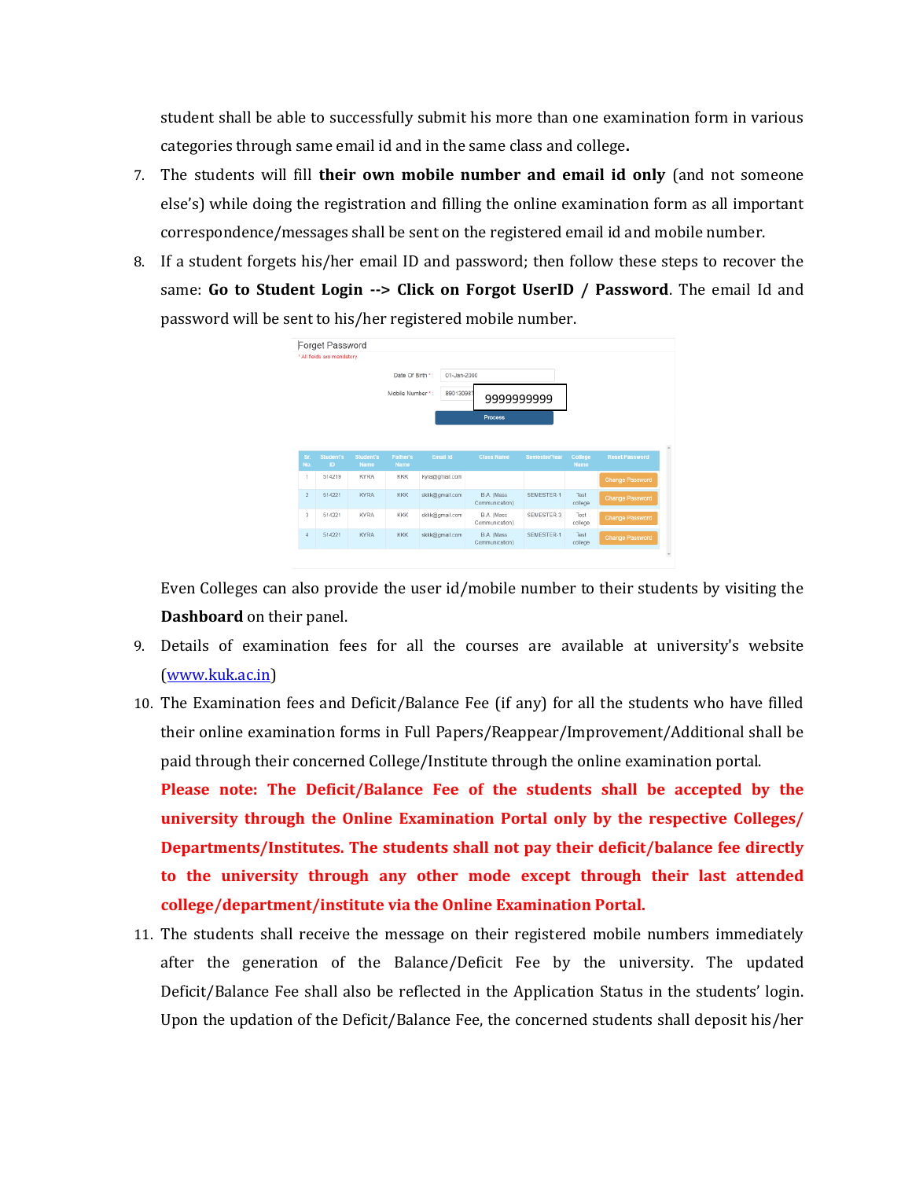student shall be able to successfully submit his more than one examination form in various categories through same email id and in the same class and college**.**

7. The students will fill **their own mobile number and email id only** (and not someone else's) while doing the registration and filling the online examination form as all important correspondence/messages shall be sent on the registered email id and mobile number.

8. If a student forgets his/her email ID and password; then follow these steps to recover the same: **Go to Student Login --> Click on Forgot UserID / Password**. The email Id and password will be sent to his/her registered mobile number.

   Forget Password

   \* All fields are mandatory

   Date Of Birth \* : 01-Jan-2000

   Mobile Number \* : 9999999999

   Process

   | Sr. No. | Student's ID | Student's Name | Father's Name | Email Id | Class Name | Semester/Year | College Name | Reset Password |
   |---|---|---|---|---|---|---|---|---|
   | 1 | 514219 | KYRA | KKK | kyra@gmail.com | | | | Change Password |
   | 2 | 514221 | KYRA | KKK | skkk@gmail.com | B.A. (Mass Communication) | SEMESTER-1 | Test college | Change Password |
   | 3 | 514221 | KYRA | KKK | skkk@gmail.com | B.A. (Mass Communication) | SEMESTER-3 | Test college | Change Password |
   | 4 | 514221 | KYRA | KKK | skkk@gmail.com | B.A. (Mass Communication) | SEMESTER-1 | Test college | Change Password |

   Even Colleges can also provide the user id/mobile number to their students by visiting the **Dashboard** on their panel.

9. Details of examination fees for all the courses are available at university's website ([www.kuk.ac.in](http://www.kuk.ac.in))

10. The Examination fees and Deficit/Balance Fee (if any) for all the students who have filled their online examination forms in Full Papers/Reappear/Improvement/Additional shall be paid through their concerned College/Institute through the online examination portal.

    **Please note: The Deficit/Balance Fee of the students shall be accepted by the university through the Online Examination Portal only by the respective Colleges/ Departments/Institutes. The students shall not pay their deficit/balance fee directly to the university through any other mode except through their last attended college/department/institute via the Online Examination Portal.**

11. The students shall receive the message on their registered mobile numbers immediately after the generation of the Balance/Deficit Fee by the university. The updated Deficit/Balance Fee shall also be reflected in the Application Status in the students' login. Upon the updation of the Deficit/Balance Fee, the concerned students shall deposit his/her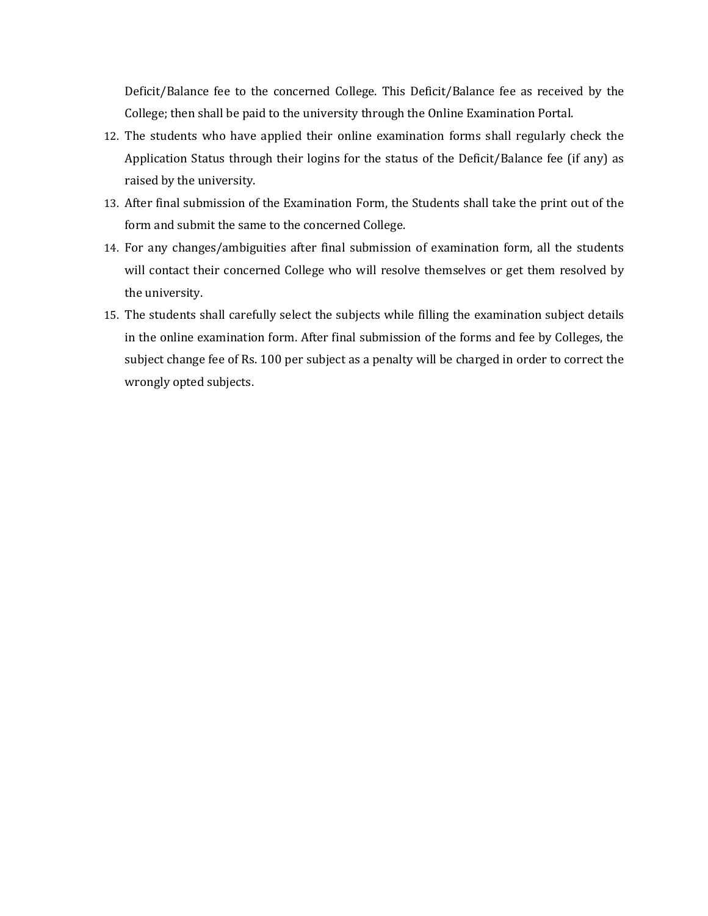Deficit/Balance fee to the concerned College. This Deficit/Balance fee as received by the College; then shall be paid to the university through the Online Examination Portal.

12. The students who have applied their online examination forms shall regularly check the Application Status through their logins for the status of the Deficit/Balance fee (if any) as raised by the university.
13. After final submission of the Examination Form, the Students shall take the print out of the form and submit the same to the concerned College.
14. For any changes/ambiguities after final submission of examination form, all the students will contact their concerned College who will resolve themselves or get them resolved by the university.
15. The students shall carefully select the subjects while filling the examination subject details in the online examination form. After final submission of the forms and fee by Colleges, the subject change fee of Rs. 100 per subject as a penalty will be charged in order to correct the wrongly opted subjects.